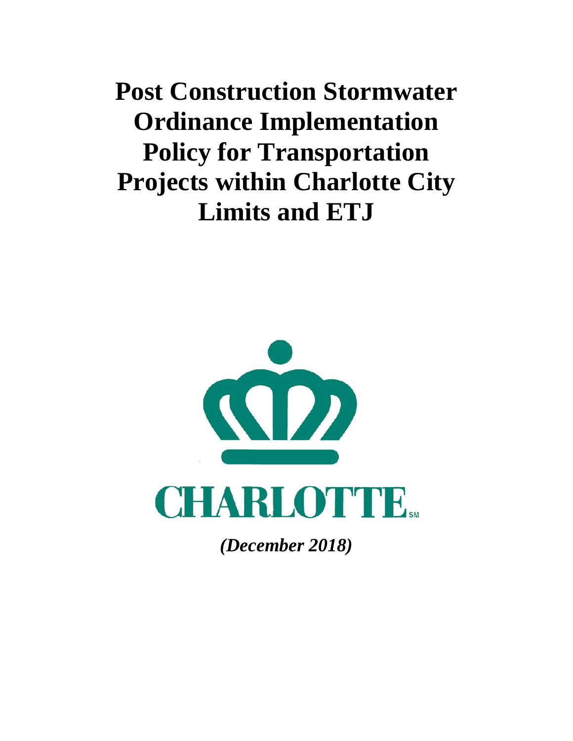# Post Construction Stormwater Ordinance Implementation Policy for Transportation Projects within Charlotte City Limits and ETJ

CHARLOTTE

*(December 2018)*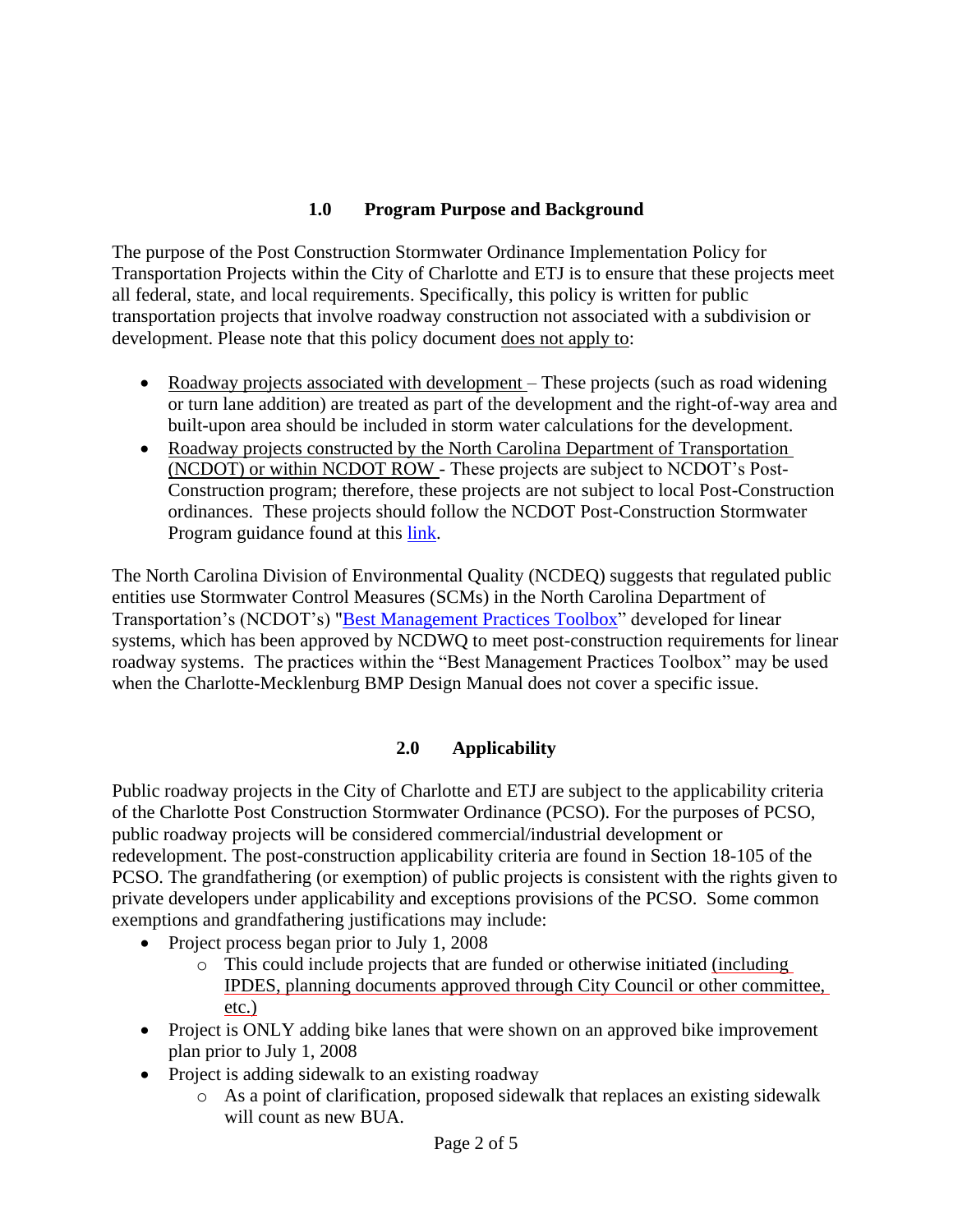## 1.0 Program Purpose and Background

The purpose of the Post Construction Stormwater Ordinance Implementation Policy for Transportation Projects within the City of Charlotte and ETJ is to ensure that these projects meet all federal, state, and local requirements. Specifically, this policy is written for public transportation projects that involve roadway construction not associated with a subdivision or development. Please note that this policy document does not apply to:

- Roadway projects associated with development – These projects (such as road widening or turn lane addition) are treated as part of the development and the right-of-way area and built-upon area should be included in storm water calculations for the development.
- Roadway projects constructed by the North Carolina Department of Transportation (NCDOT) or within NCDOT ROW - These projects are subject to NCDOT's Post-Construction program; therefore, these projects are not subject to local Post-Construction ordinances. These projects should follow the NCDOT Post-Construction Stormwater Program guidance found at this link.

The North Carolina Division of Environmental Quality (NCDEQ) suggests that regulated public entities use Stormwater Control Measures (SCMs) in the North Carolina Department of Transportation's (NCDOT's) "Best Management Practices Toolbox" developed for linear systems, which has been approved by NCDWQ to meet post-construction requirements for linear roadway systems. The practices within the "Best Management Practices Toolbox" may be used when the Charlotte-Mecklenburg BMP Design Manual does not cover a specific issue.

## 2.0 Applicability

Public roadway projects in the City of Charlotte and ETJ are subject to the applicability criteria of the Charlotte Post Construction Stormwater Ordinance (PCSO). For the purposes of PCSO, public roadway projects will be considered commercial/industrial development or redevelopment. The post-construction applicability criteria are found in Section 18-105 of the PCSO. The grandfathering (or exemption) of public projects is consistent with the rights given to private developers under applicability and exceptions provisions of the PCSO. Some common exemptions and grandfathering justifications may include:

- Project process began prior to July 1, 2008
  - This could include projects that are funded or otherwise initiated (including IPDES, planning documents approved through City Council or other committee, etc.)
- Project is ONLY adding bike lanes that were shown on an approved bike improvement plan prior to July 1, 2008
- Project is adding sidewalk to an existing roadway
  - As a point of clarification, proposed sidewalk that replaces an existing sidewalk will count as new BUA.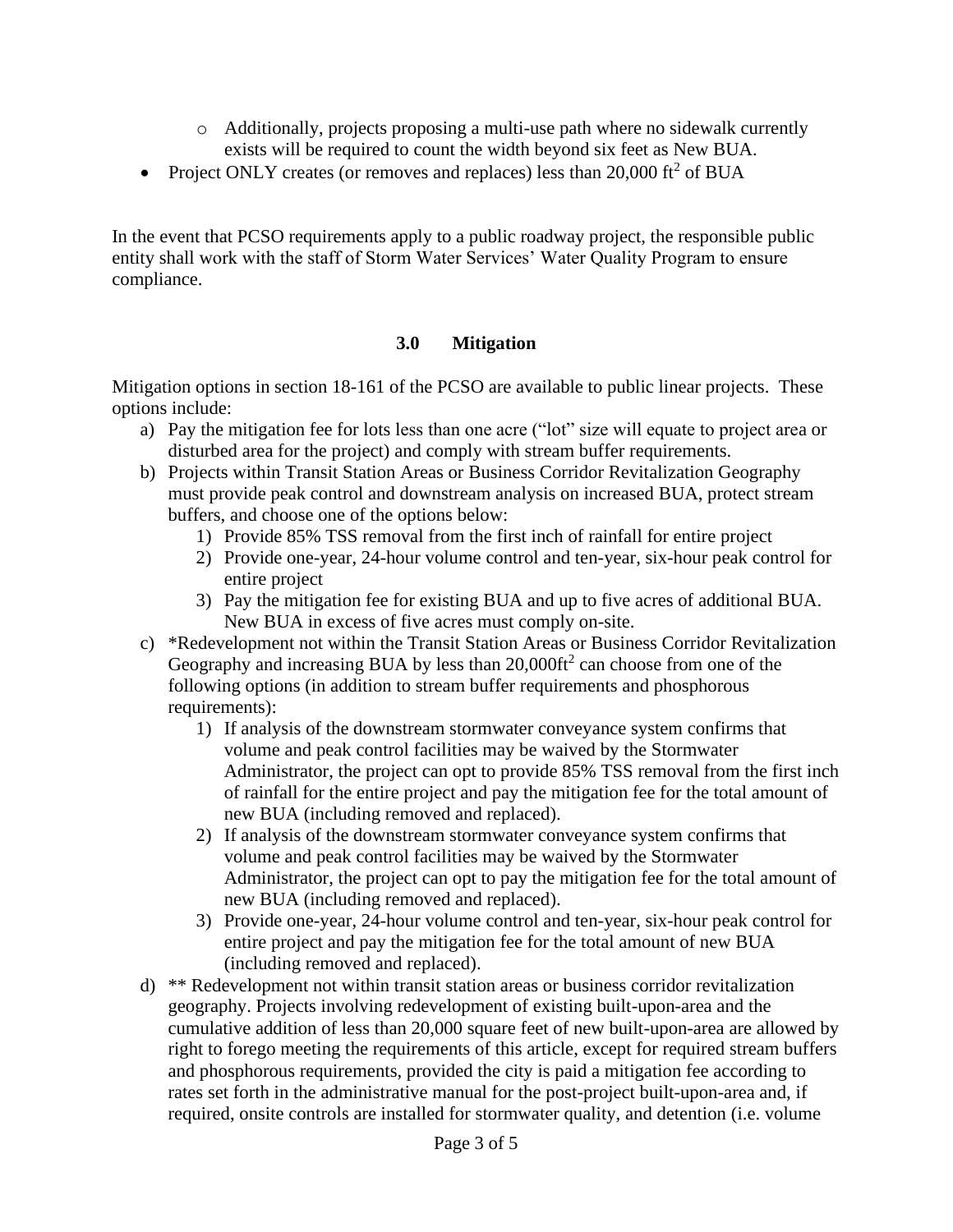- Additionally, projects proposing a multi-use path where no sidewalk currently exists will be required to count the width beyond six feet as New BUA.
- Project ONLY creates (or removes and replaces) less than 20,000 $ft^2$ of BUA

In the event that PCSO requirements apply to a public roadway project, the responsible public entity shall work with the staff of Storm Water Services' Water Quality Program to ensure compliance.

## 3.0 Mitigation

Mitigation options in section 18-161 of the PCSO are available to public linear projects. These options include:

a) Pay the mitigation fee for lots less than one acre ("lot" size will equate to project area or disturbed area for the project) and comply with stream buffer requirements.

b) Projects within Transit Station Areas or Business Corridor Revitalization Geography must provide peak control and downstream analysis on increased BUA, protect stream buffers, and choose one of the options below:
   1) Provide 85% TSS removal from the first inch of rainfall for entire project
   2) Provide one-year, 24-hour volume control and ten-year, six-hour peak control for entire project
   3) Pay the mitigation fee for existing BUA and up to five acres of additional BUA. New BUA in excess of five acres must comply on-site.

c) *Redevelopment not within the Transit Station Areas or Business Corridor Revitalization Geography and increasing BUA by less than 20,000$ft^2$ can choose from one of the following options (in addition to stream buffer requirements and phosphorous requirements):
   1) If analysis of the downstream stormwater conveyance system confirms that volume and peak control facilities may be waived by the Stormwater Administrator, the project can opt to provide 85% TSS removal from the first inch of rainfall for the entire project and pay the mitigation fee for the total amount of new BUA (including removed and replaced).
   2) If analysis of the downstream stormwater conveyance system confirms that volume and peak control facilities may be waived by the Stormwater Administrator, the project can opt to pay the mitigation fee for the total amount of new BUA (including removed and replaced).
   3) Provide one-year, 24-hour volume control and ten-year, six-hour peak control for entire project and pay the mitigation fee for the total amount of new BUA (including removed and replaced).

d) ** Redevelopment not within transit station areas or business corridor revitalization geography. Projects involving redevelopment of existing built-upon-area and the cumulative addition of less than 20,000 square feet of new built-upon-area are allowed by right to forego meeting the requirements of this article, except for required stream buffers and phosphorous requirements, provided the city is paid a mitigation fee according to rates set forth in the administrative manual for the post-project built-upon-area and, if required, onsite controls are installed for stormwater quality, and detention (i.e. volume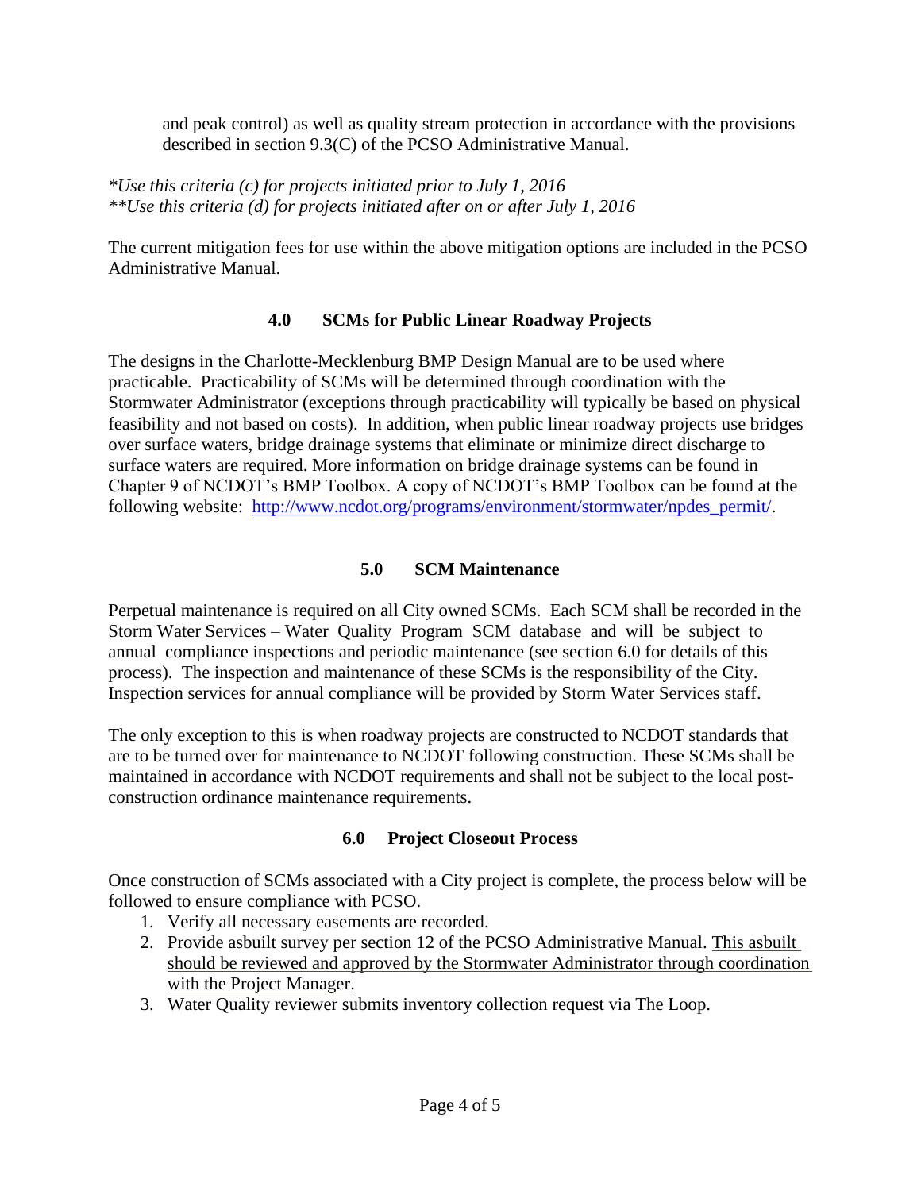and peak control) as well as quality stream protection in accordance with the provisions described in section 9.3(C) of the PCSO Administrative Manual.

*\*Use this criteria (c) for projects initiated prior to July 1, 2016*
*\*\*Use this criteria (d) for projects initiated after on or after July 1, 2016*

The current mitigation fees for use within the above mitigation options are included in the PCSO Administrative Manual.

## 4.0 SCMs for Public Linear Roadway Projects

The designs in the Charlotte-Mecklenburg BMP Design Manual are to be used where practicable. Practicability of SCMs will be determined through coordination with the Stormwater Administrator (exceptions through practicability will typically be based on physical feasibility and not based on costs). In addition, when public linear roadway projects use bridges over surface waters, bridge drainage systems that eliminate or minimize direct discharge to surface waters are required. More information on bridge drainage systems can be found in Chapter 9 of NCDOT's BMP Toolbox. A copy of NCDOT's BMP Toolbox can be found at the following website: [http://www.ncdot.org/programs/environment/stormwater/npdes_permit/](http://www.ncdot.org/programs/environment/stormwater/npdes_permit/).

## 5.0 SCM Maintenance

Perpetual maintenance is required on all City owned SCMs. Each SCM shall be recorded in the Storm Water Services – Water Quality Program SCM database and will be subject to annual compliance inspections and periodic maintenance (see section 6.0 for details of this process). The inspection and maintenance of these SCMs is the responsibility of the City. Inspection services for annual compliance will be provided by Storm Water Services staff.

The only exception to this is when roadway projects are constructed to NCDOT standards that are to be turned over for maintenance to NCDOT following construction. These SCMs shall be maintained in accordance with NCDOT requirements and shall not be subject to the local post-construction ordinance maintenance requirements.

## 6.0 Project Closeout Process

Once construction of SCMs associated with a City project is complete, the process below will be followed to ensure compliance with PCSO.

1. Verify all necessary easements are recorded.
2. Provide asbuilt survey per section 12 of the PCSO Administrative Manual. <u>This asbuilt should be reviewed and approved by the Stormwater Administrator through coordination with the Project Manager.</u>
3. Water Quality reviewer submits inventory collection request via The Loop.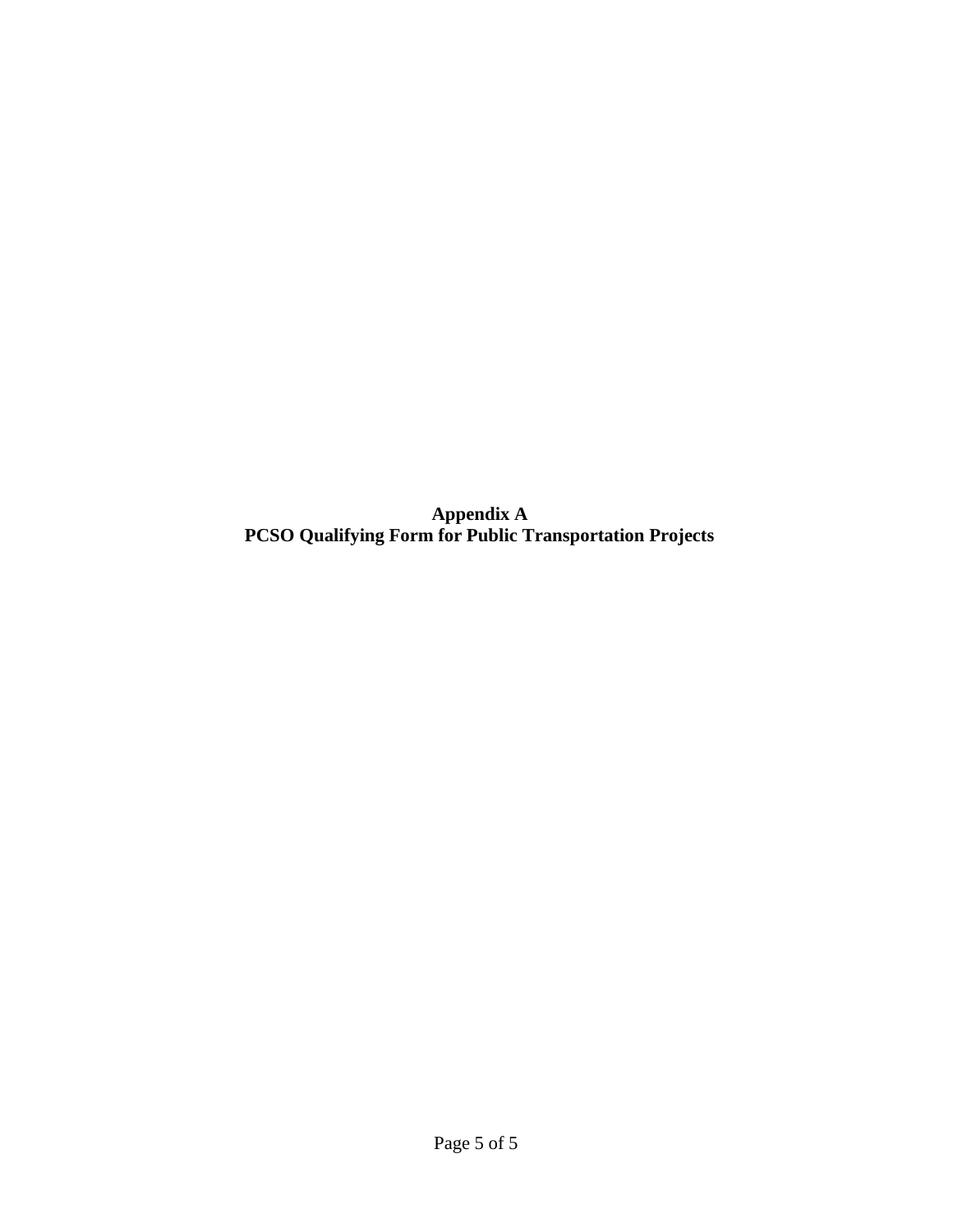**Appendix A**
**PCSO Qualifying Form for Public Transportation Projects**